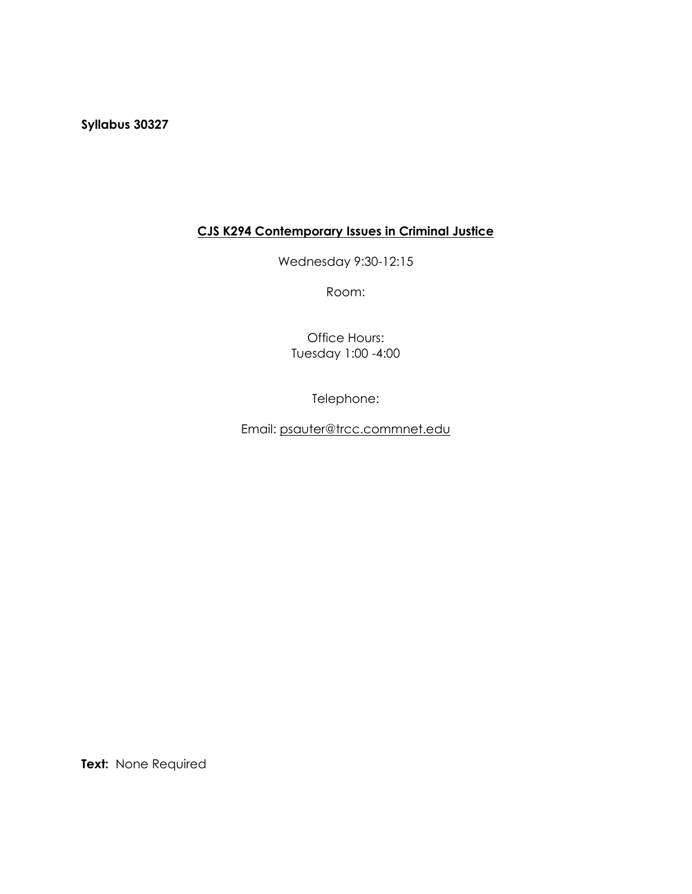**Syllabus 30327**

## <u>CJS K294 Contemporary Issues in Criminal Justice</u>

Wednesday 9:30-12:15

Room:

Office Hours:
Tuesday 1:00 -4:00

Telephone:

Email: psauter@trcc.commnet.edu

**Text:** None Required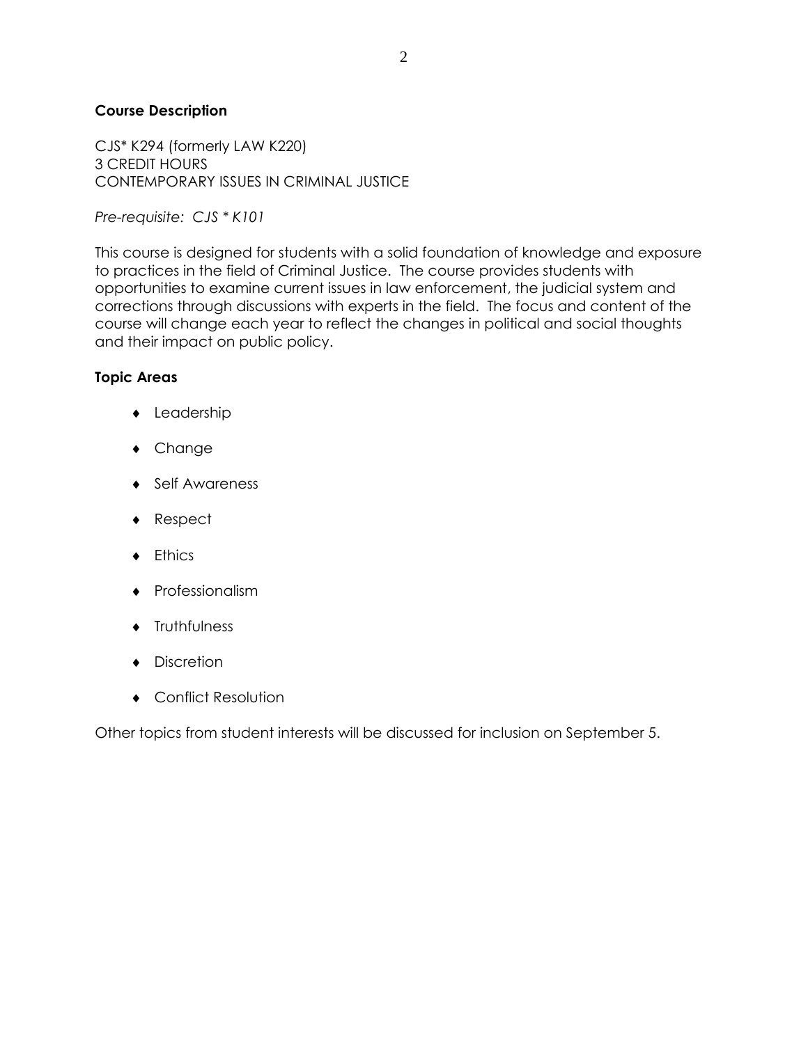## Course Description

CJS* K294 (formerly LAW K220)
3 CREDIT HOURS
CONTEMPORARY ISSUES IN CRIMINAL JUSTICE

*Pre-requisite: CJS * K101*

This course is designed for students with a solid foundation of knowledge and exposure to practices in the field of Criminal Justice. The course provides students with opportunities to examine current issues in law enforcement, the judicial system and corrections through discussions with experts in the field. The focus and content of the course will change each year to reflect the changes in political and social thoughts and their impact on public policy.

## Topic Areas

- Leadership
- Change
- Self Awareness
- Respect
- Ethics
- Professionalism
- Truthfulness
- Discretion
- Conflict Resolution

Other topics from student interests will be discussed for inclusion on September 5.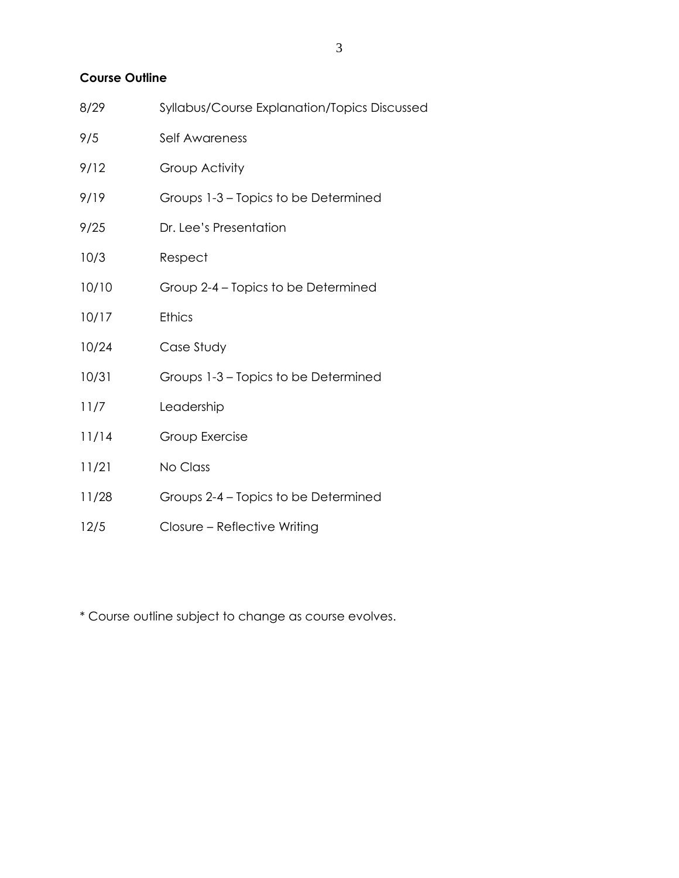**Course Outline**

| | |
|---|---|
| 8/29 | Syllabus/Course Explanation/Topics Discussed |
| 9/5 | Self Awareness |
| 9/12 | Group Activity |
| 9/19 | Groups 1-3 – Topics to be Determined |
| 9/25 | Dr. Lee's Presentation |
| 10/3 | Respect |
| 10/10 | Group 2-4 – Topics to be Determined |
| 10/17 | Ethics |
| 10/24 | Case Study |
| 10/31 | Groups 1-3 – Topics to be Determined |
| 11/7 | Leadership |
| 11/14 | Group Exercise |
| 11/21 | No Class |
| 11/28 | Groups 2-4 – Topics to be Determined |
| 12/5 | Closure – Reflective Writing |

* Course outline subject to change as course evolves.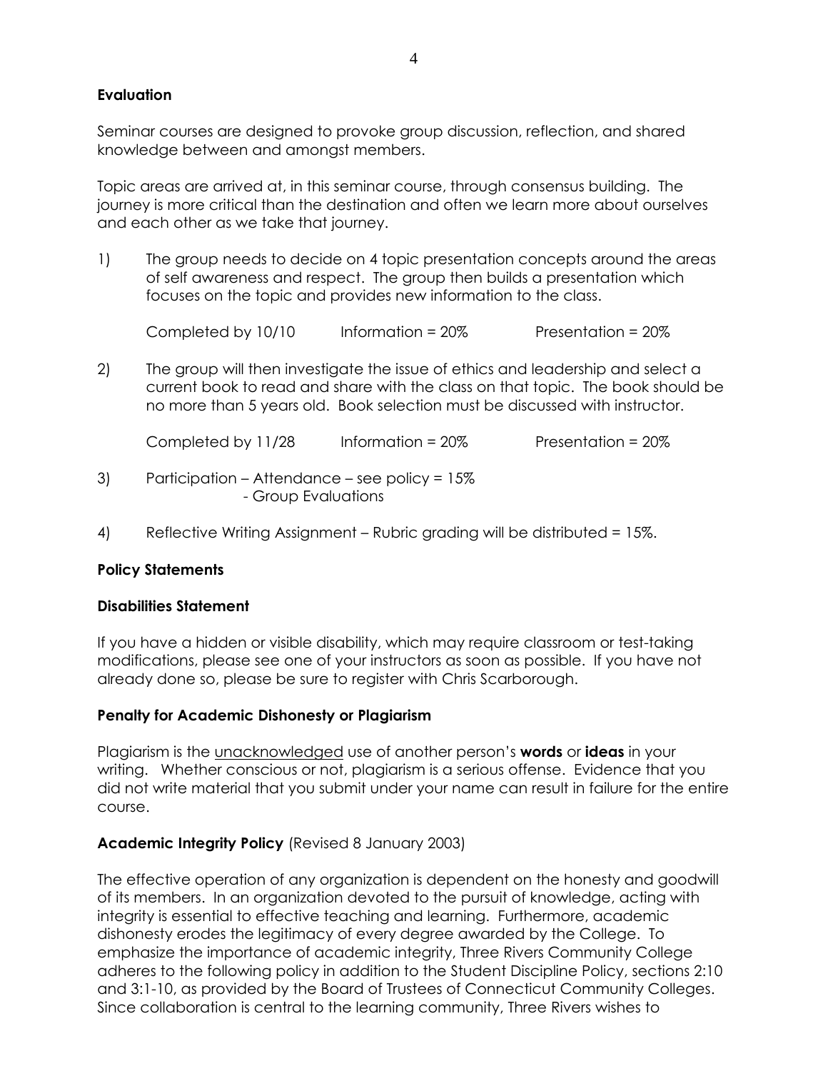**Evaluation**

Seminar courses are designed to provoke group discussion, reflection, and shared knowledge between and amongst members.

Topic areas are arrived at, in this seminar course, through consensus building. The journey is more critical than the destination and often we learn more about ourselves and each other as we take that journey.

1) The group needs to decide on 4 topic presentation concepts around the areas of self awareness and respect. The group then builds a presentation which focuses on the topic and provides new information to the class.

   Completed by 10/10 Information = 20% Presentation = 20%

2) The group will then investigate the issue of ethics and leadership and select a current book to read and share with the class on that topic. The book should be no more than 5 years old. Book selection must be discussed with instructor.

   Completed by 11/28 Information = 20% Presentation = 20%

3) Participation – Attendance – see policy = 15%
   - Group Evaluations

4) Reflective Writing Assignment – Rubric grading will be distributed = 15%.

**Policy Statements**

**Disabilities Statement**

If you have a hidden or visible disability, which may require classroom or test-taking modifications, please see one of your instructors as soon as possible. If you have not already done so, please be sure to register with Chris Scarborough.

**Penalty for Academic Dishonesty or Plagiarism**

Plagiarism is the <u>unacknowledged</u> use of another person's **words** or **ideas** in your writing. Whether conscious or not, plagiarism is a serious offense. Evidence that you did not write material that you submit under your name can result in failure for the entire course.

**Academic Integrity Policy** (Revised 8 January 2003)

The effective operation of any organization is dependent on the honesty and goodwill of its members. In an organization devoted to the pursuit of knowledge, acting with integrity is essential to effective teaching and learning. Furthermore, academic dishonesty erodes the legitimacy of every degree awarded by the College. To emphasize the importance of academic integrity, Three Rivers Community College adheres to the following policy in addition to the Student Discipline Policy, sections 2:10 and 3:1-10, as provided by the Board of Trustees of Connecticut Community Colleges. Since collaboration is central to the learning community, Three Rivers wishes to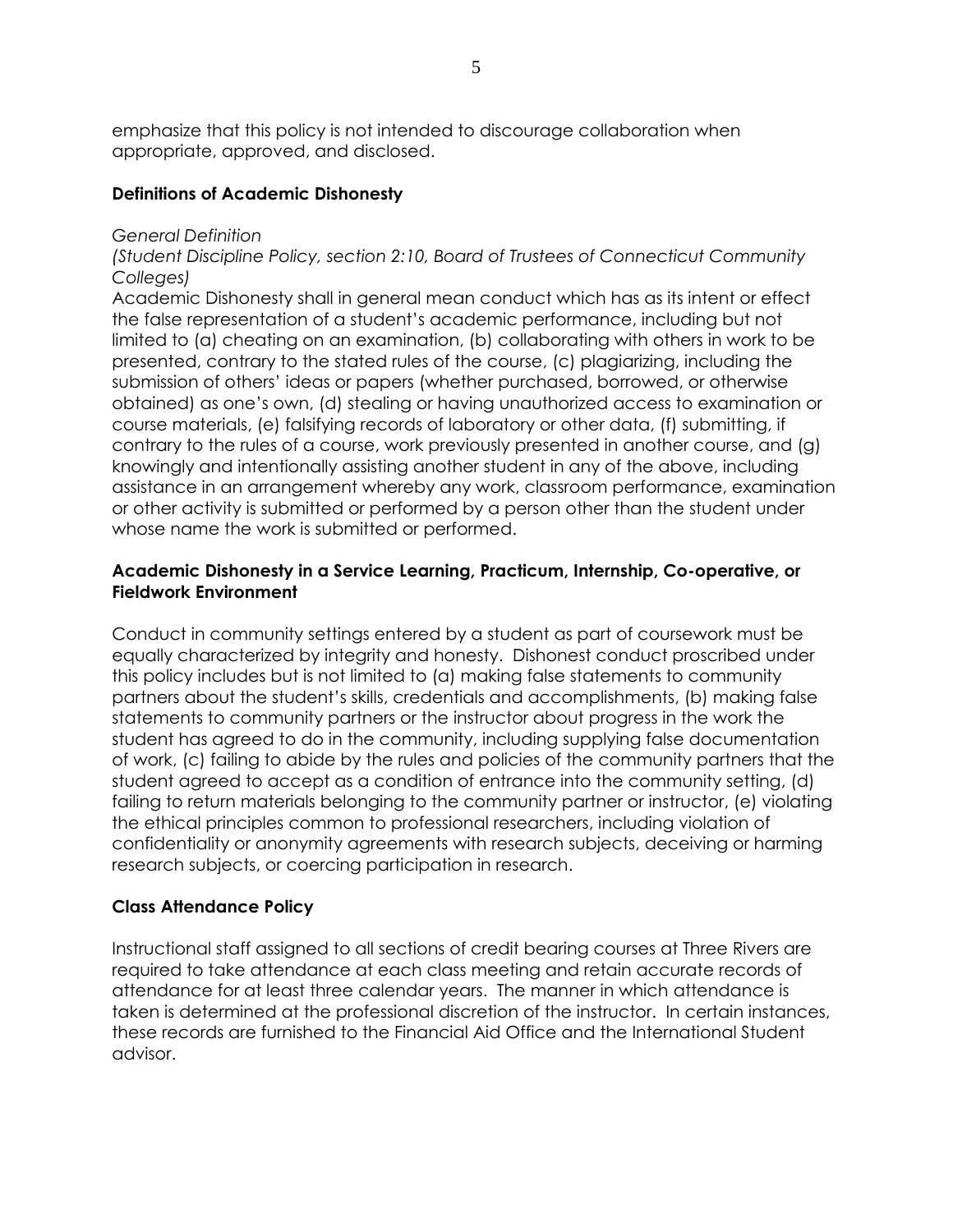emphasize that this policy is not intended to discourage collaboration when appropriate, approved, and disclosed.

## Definitions of Academic Dishonesty

*General Definition*

*(Student Discipline Policy, section 2:10, Board of Trustees of Connecticut Community Colleges)*

Academic Dishonesty shall in general mean conduct which has as its intent or effect the false representation of a student's academic performance, including but not limited to (a) cheating on an examination, (b) collaborating with others in work to be presented, contrary to the stated rules of the course, (c) plagiarizing, including the submission of others' ideas or papers (whether purchased, borrowed, or otherwise obtained) as one's own, (d) stealing or having unauthorized access to examination or course materials, (e) falsifying records of laboratory or other data, (f) submitting, if contrary to the rules of a course, work previously presented in another course, and (g) knowingly and intentionally assisting another student in any of the above, including assistance in an arrangement whereby any work, classroom performance, examination or other activity is submitted or performed by a person other than the student under whose name the work is submitted or performed.

## Academic Dishonesty in a Service Learning, Practicum, Internship, Co-operative, or Fieldwork Environment

Conduct in community settings entered by a student as part of coursework must be equally characterized by integrity and honesty. Dishonest conduct proscribed under this policy includes but is not limited to (a) making false statements to community partners about the student's skills, credentials and accomplishments, (b) making false statements to community partners or the instructor about progress in the work the student has agreed to do in the community, including supplying false documentation of work, (c) failing to abide by the rules and policies of the community partners that the student agreed to accept as a condition of entrance into the community setting, (d) failing to return materials belonging to the community partner or instructor, (e) violating the ethical principles common to professional researchers, including violation of confidentiality or anonymity agreements with research subjects, deceiving or harming research subjects, or coercing participation in research.

## Class Attendance Policy

Instructional staff assigned to all sections of credit bearing courses at Three Rivers are required to take attendance at each class meeting and retain accurate records of attendance for at least three calendar years. The manner in which attendance is taken is determined at the professional discretion of the instructor. In certain instances, these records are furnished to the Financial Aid Office and the International Student advisor.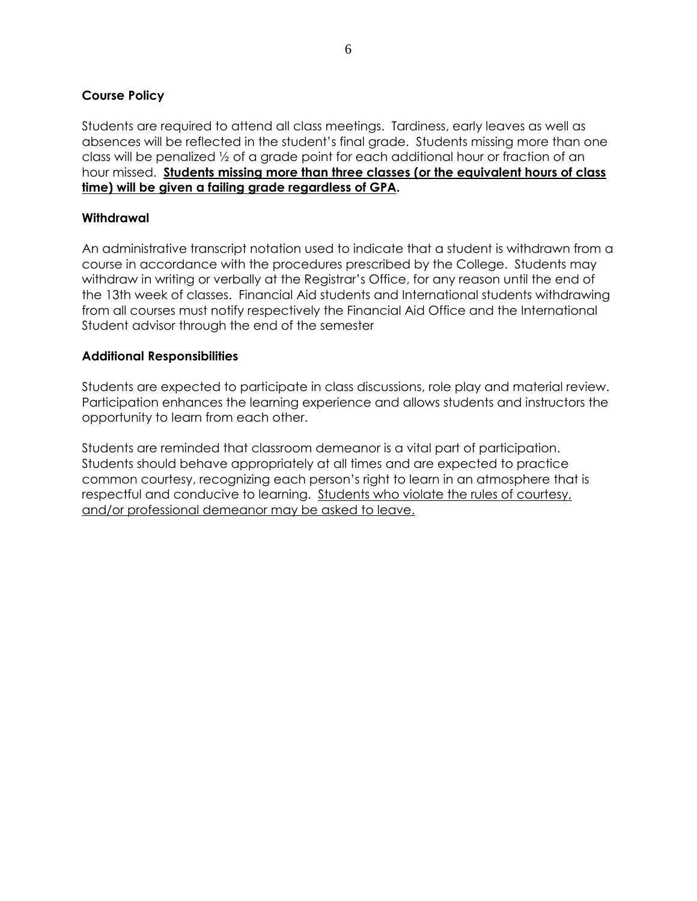### Course Policy

Students are required to attend all class meetings. Tardiness, early leaves as well as absences will be reflected in the student's final grade. Students missing more than one class will be penalized ½ of a grade point for each additional hour or fraction of an hour missed. <u>**Students missing more than three classes (or the equivalent hours of class time) will be given a failing grade regardless of GPA**</u>**.**

### Withdrawal

An administrative transcript notation used to indicate that a student is withdrawn from a course in accordance with the procedures prescribed by the College. Students may withdraw in writing or verbally at the Registrar's Office, for any reason until the end of the 13th week of classes. Financial Aid students and International students withdrawing from all courses must notify respectively the Financial Aid Office and the International Student advisor through the end of the semester

### Additional Responsibilities

Students are expected to participate in class discussions, role play and material review. Participation enhances the learning experience and allows students and instructors the opportunity to learn from each other.

Students are reminded that classroom demeanor is a vital part of participation. Students should behave appropriately at all times and are expected to practice common courtesy, recognizing each person's right to learn in an atmosphere that is respectful and conducive to learning. <u>Students who violate the rules of courtesy, and/or professional demeanor may be asked to leave.</u>